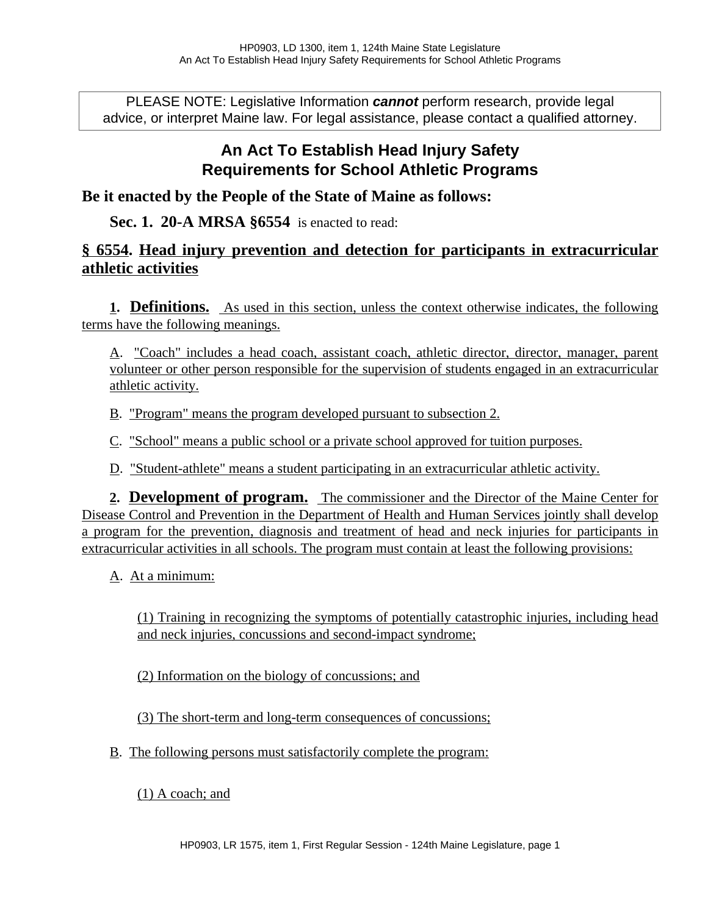PLEASE NOTE: Legislative Information ***cannot*** perform research, provide legal advice, or interpret Maine law. For legal assistance, please contact a qualified attorney.

# An Act To Establish Head Injury Safety Requirements for School Athletic Programs

**Be it enacted by the People of the State of Maine as follows:**

**Sec. 1. 20-A MRSA §6554** is enacted to read:

## § 6554. Head injury prevention and detection for participants in extracurricular athletic activities

**1. Definitions.** As used in this section, unless the context otherwise indicates, the following terms have the following meanings.

A. "Coach" includes a head coach, assistant coach, athletic director, director, manager, parent volunteer or other person responsible for the supervision of students engaged in an extracurricular athletic activity.

B. "Program" means the program developed pursuant to subsection 2.

C. "School" means a public school or a private school approved for tuition purposes.

D. "Student-athlete" means a student participating in an extracurricular athletic activity.

**2. Development of program.** The commissioner and the Director of the Maine Center for Disease Control and Prevention in the Department of Health and Human Services jointly shall develop a program for the prevention, diagnosis and treatment of head and neck injuries for participants in extracurricular activities in all schools. The program must contain at least the following provisions:

A. At a minimum:

(1) Training in recognizing the symptoms of potentially catastrophic injuries, including head and neck injuries, concussions and second-impact syndrome;

(2) Information on the biology of concussions; and

(3) The short-term and long-term consequences of concussions;

B. The following persons must satisfactorily complete the program:

(1) A coach; and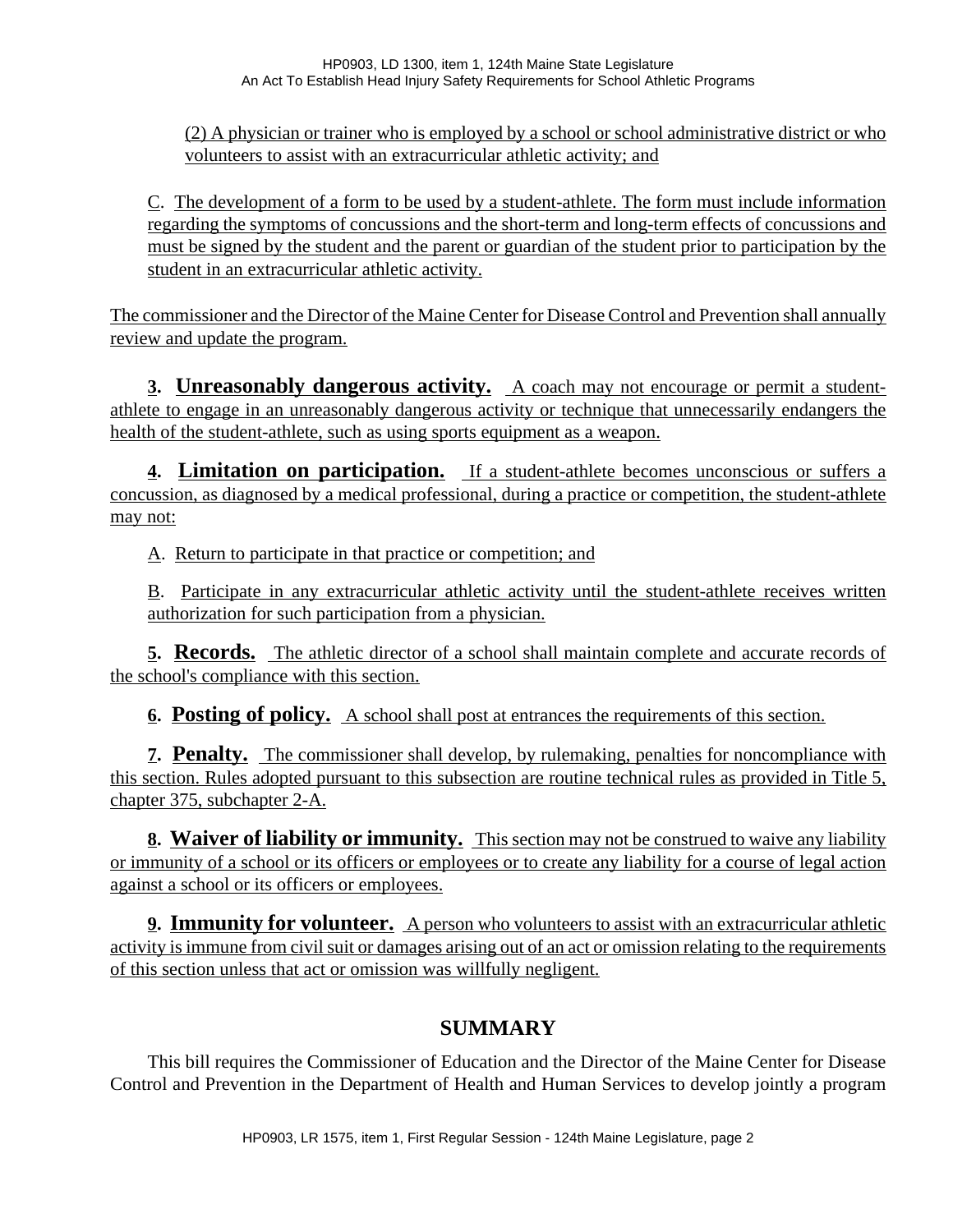(2) A physician or trainer who is employed by a school or school administrative district or who volunteers to assist with an extracurricular athletic activity; and

C. The development of a form to be used by a student-athlete. The form must include information regarding the symptoms of concussions and the short-term and long-term effects of concussions and must be signed by the student and the parent or guardian of the student prior to participation by the student in an extracurricular athletic activity.

The commissioner and the Director of the Maine Center for Disease Control and Prevention shall annually review and update the program.

**3. Unreasonably dangerous activity.** A coach may not encourage or permit a student-athlete to engage in an unreasonably dangerous activity or technique that unnecessarily endangers the health of the student-athlete, such as using sports equipment as a weapon.

**4. Limitation on participation.** If a student-athlete becomes unconscious or suffers a concussion, as diagnosed by a medical professional, during a practice or competition, the student-athlete may not:

A. Return to participate in that practice or competition; and

B. Participate in any extracurricular athletic activity until the student-athlete receives written authorization for such participation from a physician.

**5. Records.** The athletic director of a school shall maintain complete and accurate records of the school's compliance with this section.

**6. Posting of policy.** A school shall post at entrances the requirements of this section.

**7. Penalty.** The commissioner shall develop, by rulemaking, penalties for noncompliance with this section. Rules adopted pursuant to this subsection are routine technical rules as provided in Title 5, chapter 375, subchapter 2-A.

**8. Waiver of liability or immunity.** This section may not be construed to waive any liability or immunity of a school or its officers or employees or to create any liability for a course of legal action against a school or its officers or employees.

**9. Immunity for volunteer.** A person who volunteers to assist with an extracurricular athletic activity is immune from civil suit or damages arising out of an act or omission relating to the requirements of this section unless that act or omission was willfully negligent.

## SUMMARY

This bill requires the Commissioner of Education and the Director of the Maine Center for Disease Control and Prevention in the Department of Health and Human Services to develop jointly a program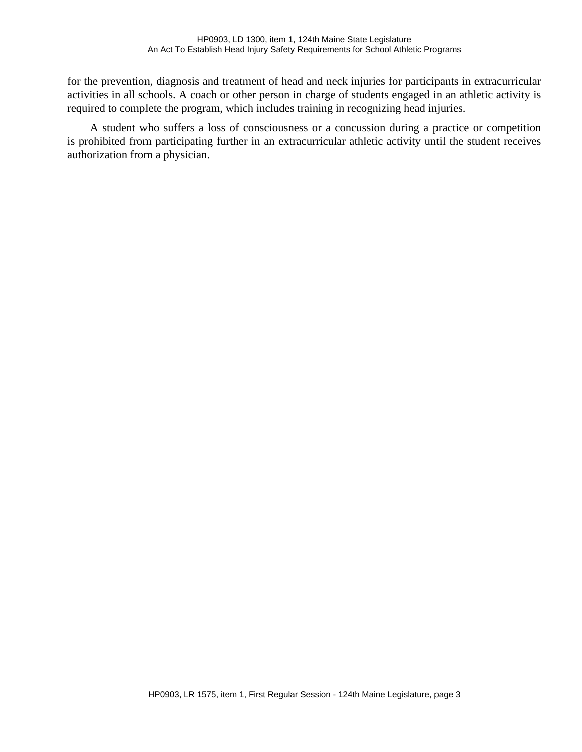for the prevention, diagnosis and treatment of head and neck injuries for participants in extracurricular activities in all schools. A coach or other person in charge of students engaged in an athletic activity is required to complete the program, which includes training in recognizing head injuries.

A student who suffers a loss of consciousness or a concussion during a practice or competition is prohibited from participating further in an extracurricular athletic activity until the student receives authorization from a physician.